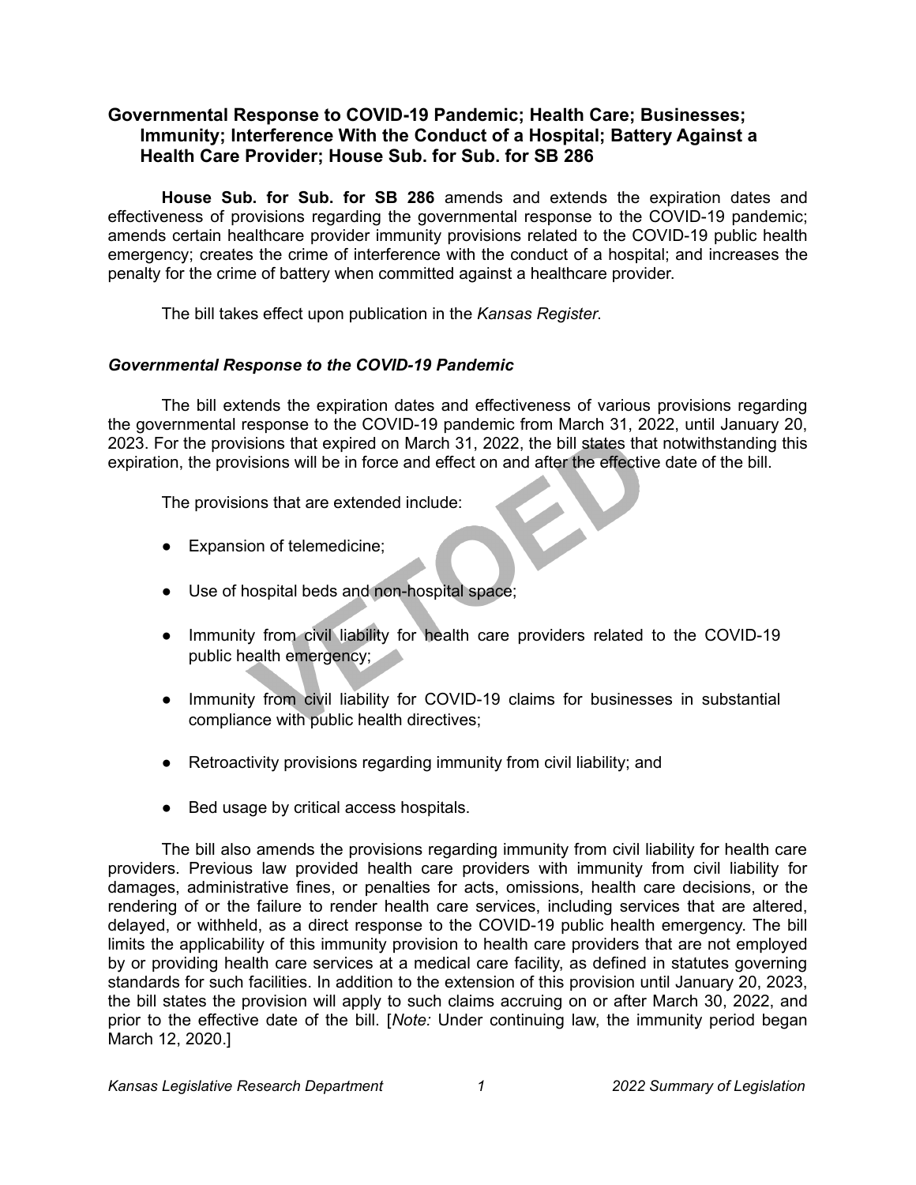## Governmental Response to COVID-19 Pandemic; Health Care; Businesses; Immunity; Interference With the Conduct of a Hospital; Battery Against a Health Care Provider; House Sub. for Sub. for SB 286

**House Sub. for Sub. for SB 286** amends and extends the expiration dates and effectiveness of provisions regarding the governmental response to the COVID-19 pandemic; amends certain healthcare provider immunity provisions related to the COVID-19 public health emergency; creates the crime of interference with the conduct of a hospital; and increases the penalty for the crime of battery when committed against a healthcare provider.

The bill takes effect upon publication in the *Kansas Register*.

### *Governmental Response to the COVID-19 Pandemic*

The bill extends the expiration dates and effectiveness of various provisions regarding the governmental response to the COVID-19 pandemic from March 31, 2022, until January 20, 2023. For the provisions that expired on March 31, 2022, the bill states that notwithstanding this expiration, the provisions will be in force and effect on and after the effective date of the bill.

The provisions that are extended include:

- Expansion of telemedicine;
- Use of hospital beds and non-hospital space;
- Immunity from civil liability for health care providers related to the COVID-19 public health emergency;
- Immunity from civil liability for COVID-19 claims for businesses in substantial compliance with public health directives;
- Retroactivity provisions regarding immunity from civil liability; and
- Bed usage by critical access hospitals.

The bill also amends the provisions regarding immunity from civil liability for health care providers. Previous law provided health care providers with immunity from civil liability for damages, administrative fines, or penalties for acts, omissions, health care decisions, or the rendering of or the failure to render health care services, including services that are altered, delayed, or withheld, as a direct response to the COVID-19 public health emergency. The bill limits the applicability of this immunity provision to health care providers that are not employed by or providing health care services at a medical care facility, as defined in statutes governing standards for such facilities. In addition to the extension of this provision until January 20, 2023, the bill states the provision will apply to such claims accruing on or after March 30, 2022, and prior to the effective date of the bill. [*Note:* Under continuing law, the immunity period began March 12, 2020.]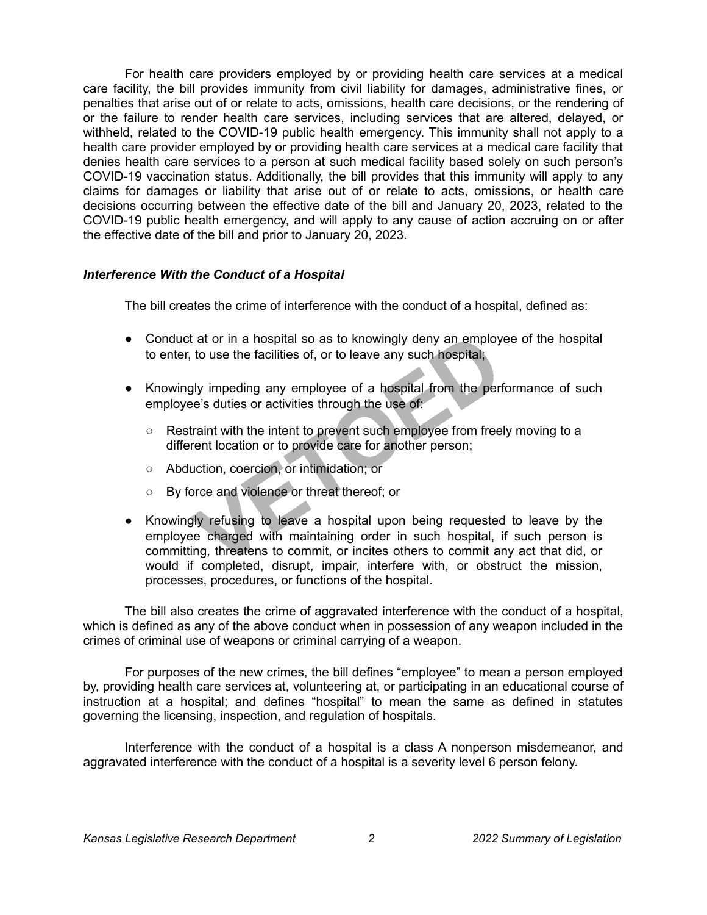For health care providers employed by or providing health care services at a medical care facility, the bill provides immunity from civil liability for damages, administrative fines, or penalties that arise out of or relate to acts, omissions, health care decisions, or the rendering of or the failure to render health care services, including services that are altered, delayed, or withheld, related to the COVID-19 public health emergency. This immunity shall not apply to a health care provider employed by or providing health care services at a medical care facility that denies health care services to a person at such medical facility based solely on such person's COVID-19 vaccination status. Additionally, the bill provides that this immunity will apply to any claims for damages or liability that arise out of or relate to acts, omissions, or health care decisions occurring between the effective date of the bill and January 20, 2023, related to the COVID-19 public health emergency, and will apply to any cause of action accruing on or after the effective date of the bill and prior to January 20, 2023.

### *Interference With the Conduct of a Hospital*

The bill creates the crime of interference with the conduct of a hospital, defined as:

- Conduct at or in a hospital so as to knowingly deny an employee of the hospital to enter, to use the facilities of, or to leave any such hospital;
- Knowingly impeding any employee of a hospital from the performance of such employee's duties or activities through the use of:
  - Restraint with the intent to prevent such employee from freely moving to a different location or to provide care for another person;
  - Abduction, coercion, or intimidation; or
  - By force and violence or threat thereof; or
- Knowingly refusing to leave a hospital upon being requested to leave by the employee charged with maintaining order in such hospital, if such person is committing, threatens to commit, or incites others to commit any act that did, or would if completed, disrupt, impair, interfere with, or obstruct the mission, processes, procedures, or functions of the hospital.

The bill also creates the crime of aggravated interference with the conduct of a hospital, which is defined as any of the above conduct when in possession of any weapon included in the crimes of criminal use of weapons or criminal carrying of a weapon.

For purposes of the new crimes, the bill defines "employee" to mean a person employed by, providing health care services at, volunteering at, or participating in an educational course of instruction at a hospital; and defines "hospital" to mean the same as defined in statutes governing the licensing, inspection, and regulation of hospitals.

Interference with the conduct of a hospital is a class A nonperson misdemeanor, and aggravated interference with the conduct of a hospital is a severity level 6 person felony.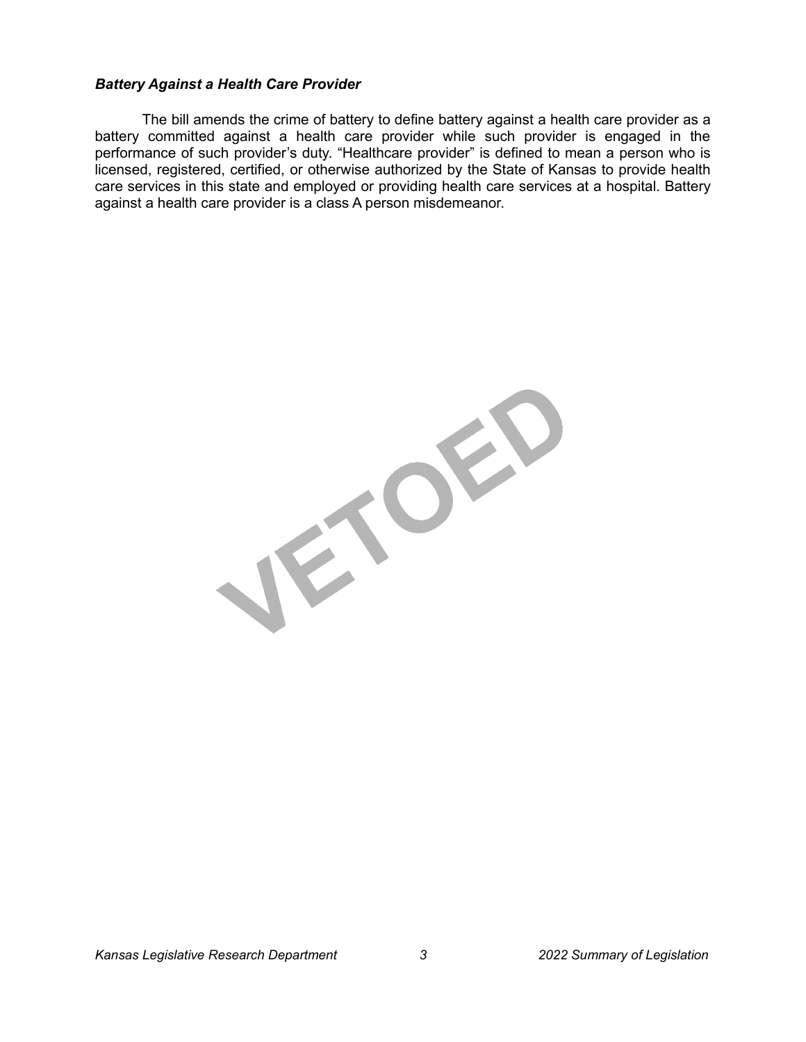### *Battery Against a Health Care Provider*

The bill amends the crime of battery to define battery against a health care provider as a battery committed against a health care provider while such provider is engaged in the performance of such provider's duty. "Healthcare provider" is defined to mean a person who is licensed, registered, certified, or otherwise authorized by the State of Kansas to provide health care services in this state and employed or providing health care services at a hospital. Battery against a health care provider is a class A person misdemeanor.

VETOED